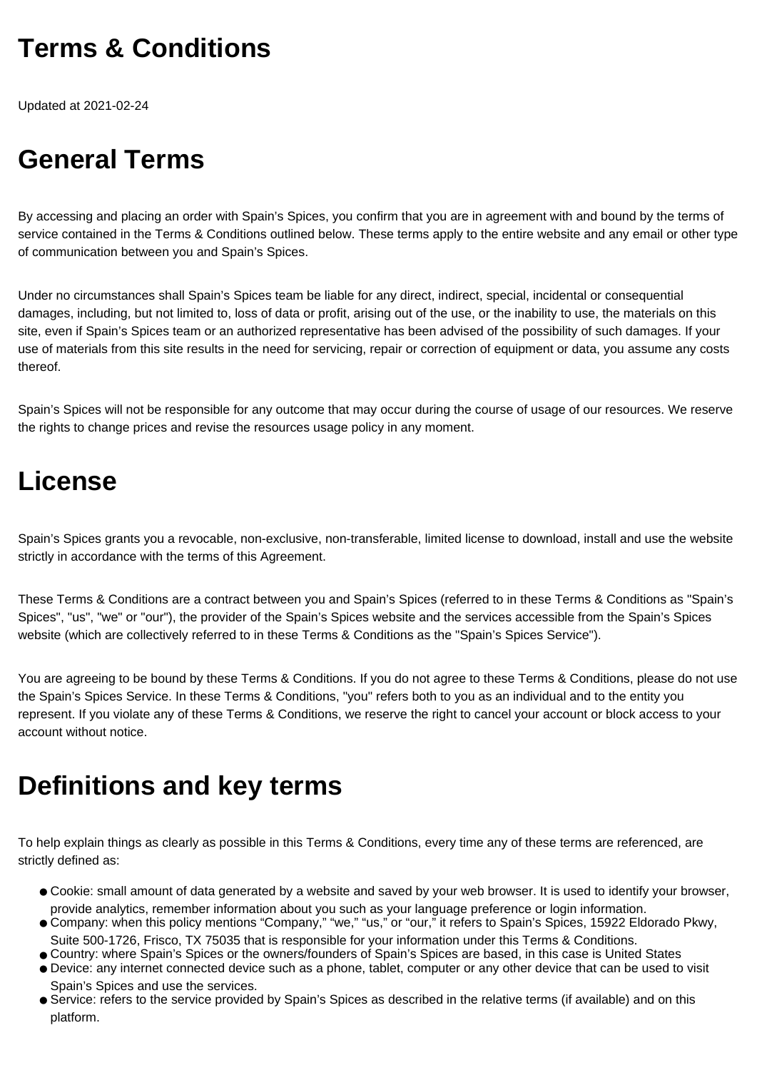# Terms & Conditions

Updated at 2021-02-24

# General Terms

By accessing and placing an order with Spain's Spices, you confirm that you are in agreement with and bound by the terms of service contained in the Terms & Conditions outlined below. These terms apply to the entire website and any email or other type of communication between you and Spain's Spices.

Under no circumstances shall Spain's Spices team be liable for any direct, indirect, special, incidental or consequential damages, including, but not limited to, loss of data or profit, arising out of the use, or the inability to use, the materials on this site, even if Spain's Spices team or an authorized representative has been advised of the possibility of such damages. If your use of materials from this site results in the need for servicing, repair or correction of equipment or data, you assume any costs thereof.

Spain's Spices will not be responsible for any outcome that may occur during the course of usage of our resources. We reserve the rights to change prices and revise the resources usage policy in any moment.

# License

Spain's Spices grants you a revocable, non-exclusive, non-transferable, limited license to download, install and use the website strictly in accordance with the terms of this Agreement.

These Terms & Conditions are a contract between you and Spain's Spices (referred to in these Terms & Conditions as "Spain's Spices", "us", "we" or "our"), the provider of the Spain's Spices website and the services accessible from the Spain's Spices website (which are collectively referred to in these Terms & Conditions as the "Spain's Spices Service").

You are agreeing to be bound by these Terms & Conditions. If you do not agree to these Terms & Conditions, please do not use the Spain's Spices Service. In these Terms & Conditions, "you" refers both to you as an individual and to the entity you represent. If you violate any of these Terms & Conditions, we reserve the right to cancel your account or block access to your account without notice.

# Definitions and key terms

To help explain things as clearly as possible in this Terms & Conditions, every time any of these terms are referenced, are strictly defined as:

- Cookie: small amount of data generated by a website and saved by your web browser. It is used to identify your browser, provide analytics, remember information about you such as your language preference or login information.
- Company: when this policy mentions "Company," "we," "us," or "our," it refers to Spain's Spices, 15922 Eldorado Pkwy, Suite 500-1726, Frisco, TX 75035 that is responsible for your information under this Terms & Conditions.
- Country: where Spain's Spices or the owners/founders of Spain's Spices are based, in this case is United States
- Device: any internet connected device such as a phone, tablet, computer or any other device that can be used to visit Spain's Spices and use the services.
- Service: refers to the service provided by Spain's Spices as described in the relative terms (if available) and on this platform.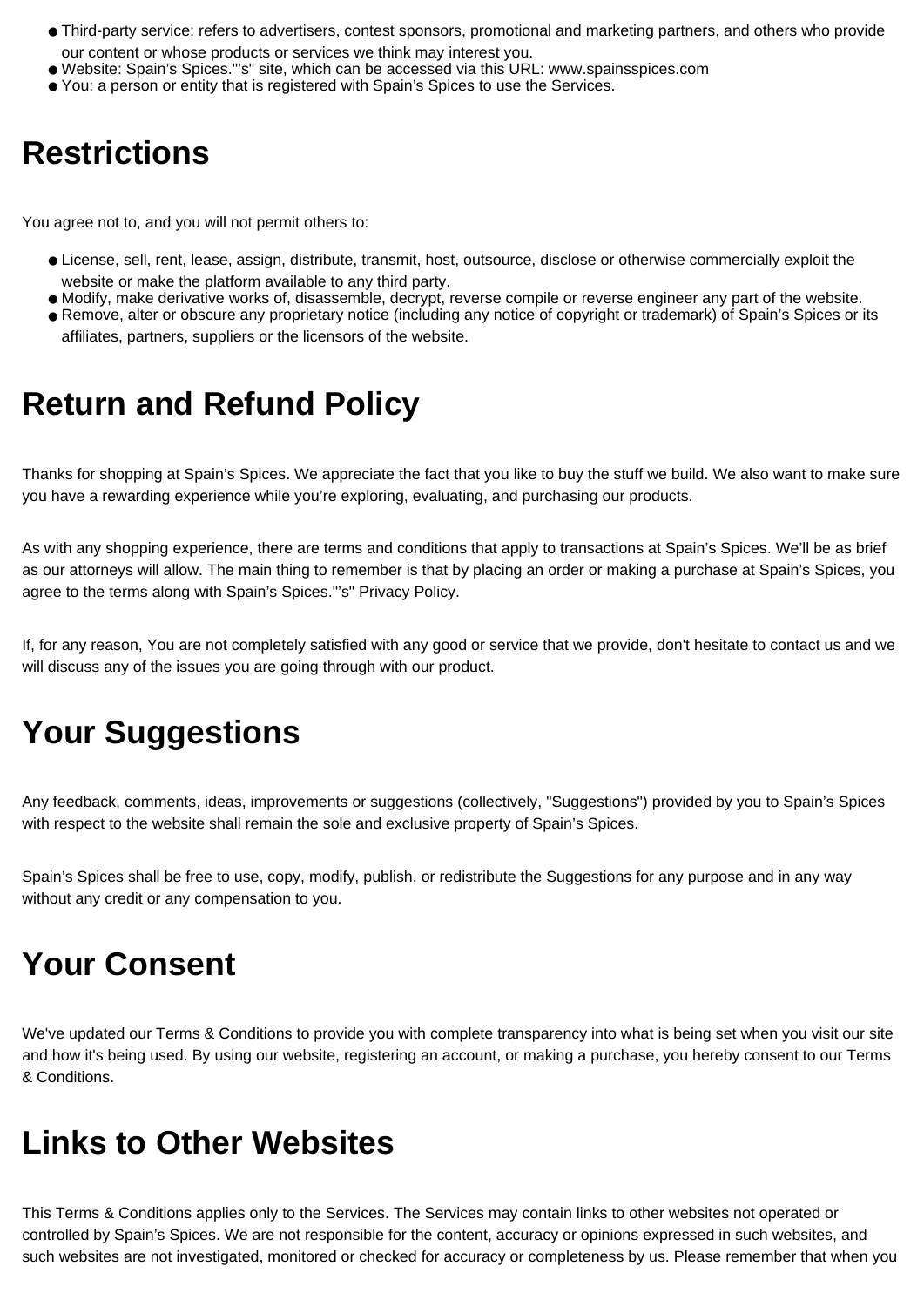- Third-party service: refers to advertisers, contest sponsors, promotional and marketing partners, and others who provide our content or whose products or services we think may interest you.
- Website: Spain’s Spices."’s" site, which can be accessed via this URL: www.spainsspices.com
- You: a person or entity that is registered with Spain’s Spices to use the Services.

## Restrictions

You agree not to, and you will not permit others to:

- License, sell, rent, lease, assign, distribute, transmit, host, outsource, disclose or otherwise commercially exploit the website or make the platform available to any third party.
- Modify, make derivative works of, disassemble, decrypt, reverse compile or reverse engineer any part of the website.
- Remove, alter or obscure any proprietary notice (including any notice of copyright or trademark) of Spain’s Spices or its affiliates, partners, suppliers or the licensors of the website.

## Return and Refund Policy

Thanks for shopping at Spain’s Spices. We appreciate the fact that you like to buy the stuff we build. We also want to make sure you have a rewarding experience while you’re exploring, evaluating, and purchasing our products.

As with any shopping experience, there are terms and conditions that apply to transactions at Spain’s Spices. We’ll be as brief as our attorneys will allow. The main thing to remember is that by placing an order or making a purchase at Spain’s Spices, you agree to the terms along with Spain’s Spices."’s" Privacy Policy.

If, for any reason, You are not completely satisfied with any good or service that we provide, don't hesitate to contact us and we will discuss any of the issues you are going through with our product.

## Your Suggestions

Any feedback, comments, ideas, improvements or suggestions (collectively, "Suggestions") provided by you to Spain’s Spices with respect to the website shall remain the sole and exclusive property of Spain’s Spices.

Spain’s Spices shall be free to use, copy, modify, publish, or redistribute the Suggestions for any purpose and in any way without any credit or any compensation to you.

## Your Consent

We've updated our Terms & Conditions to provide you with complete transparency into what is being set when you visit our site and how it's being used. By using our website, registering an account, or making a purchase, you hereby consent to our Terms & Conditions.

## Links to Other Websites

This Terms & Conditions applies only to the Services. The Services may contain links to other websites not operated or controlled by Spain’s Spices. We are not responsible for the content, accuracy or opinions expressed in such websites, and such websites are not investigated, monitored or checked for accuracy or completeness by us. Please remember that when you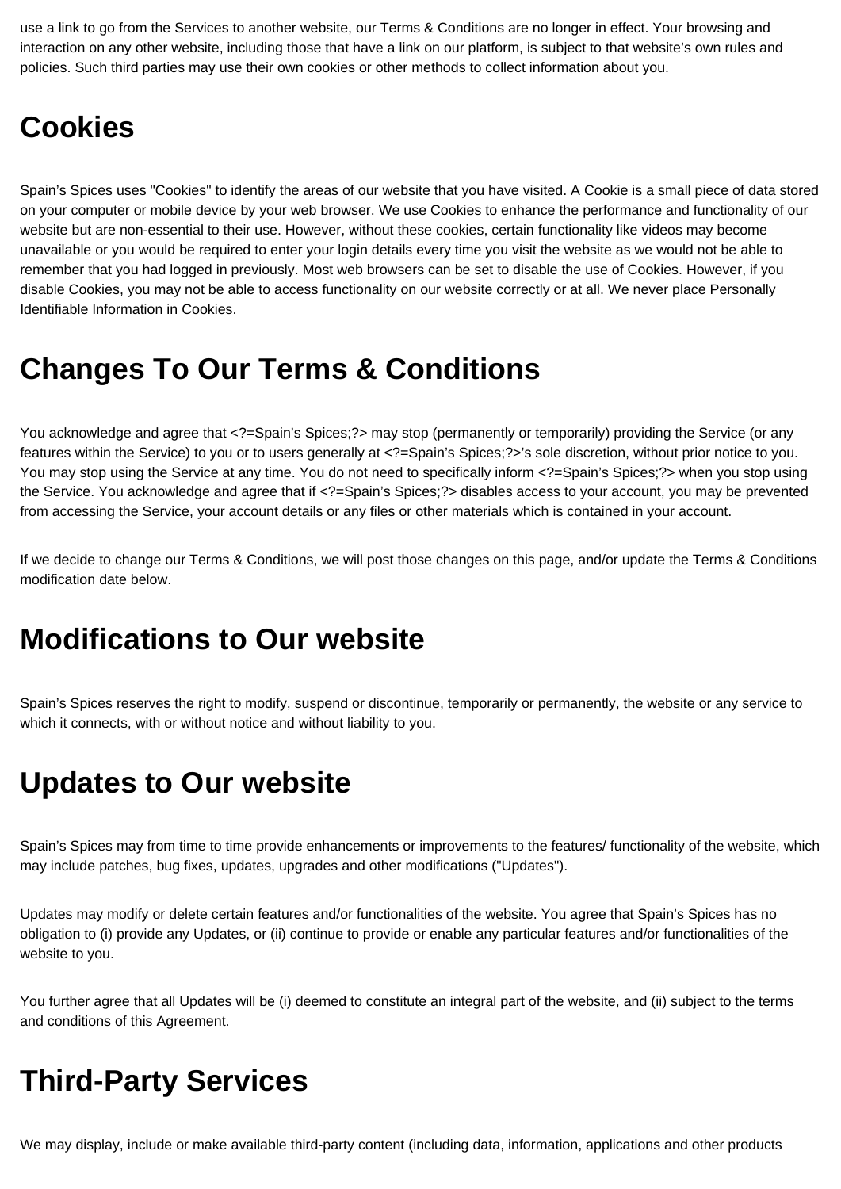use a link to go from the Services to another website, our Terms & Conditions are no longer in effect. Your browsing and interaction on any other website, including those that have a link on our platform, is subject to that website's own rules and policies. Such third parties may use their own cookies or other methods to collect information about you.

## Cookies

Spain's Spices uses "Cookies" to identify the areas of our website that you have visited. A Cookie is a small piece of data stored on your computer or mobile device by your web browser. We use Cookies to enhance the performance and functionality of our website but are non-essential to their use. However, without these cookies, certain functionality like videos may become unavailable or you would be required to enter your login details every time you visit the website as we would not be able to remember that you had logged in previously. Most web browsers can be set to disable the use of Cookies. However, if you disable Cookies, you may not be able to access functionality on our website correctly or at all. We never place Personally Identifiable Information in Cookies.

## Changes To Our Terms & Conditions

You acknowledge and agree that <?=Spain's Spices;?> may stop (permanently or temporarily) providing the Service (or any features within the Service) to you or to users generally at <?=Spain's Spices;?>'s sole discretion, without prior notice to you. You may stop using the Service at any time. You do not need to specifically inform <?=Spain's Spices;?> when you stop using the Service. You acknowledge and agree that if <?=Spain's Spices;?> disables access to your account, you may be prevented from accessing the Service, your account details or any files or other materials which is contained in your account.

If we decide to change our Terms & Conditions, we will post those changes on this page, and/or update the Terms & Conditions modification date below.

## Modifications to Our website

Spain's Spices reserves the right to modify, suspend or discontinue, temporarily or permanently, the website or any service to which it connects, with or without notice and without liability to you.

## Updates to Our website

Spain's Spices may from time to time provide enhancements or improvements to the features/ functionality of the website, which may include patches, bug fixes, updates, upgrades and other modifications ("Updates").

Updates may modify or delete certain features and/or functionalities of the website. You agree that Spain's Spices has no obligation to (i) provide any Updates, or (ii) continue to provide or enable any particular features and/or functionalities of the website to you.

You further agree that all Updates will be (i) deemed to constitute an integral part of the website, and (ii) subject to the terms and conditions of this Agreement.

## Third-Party Services

We may display, include or make available third-party content (including data, information, applications and other products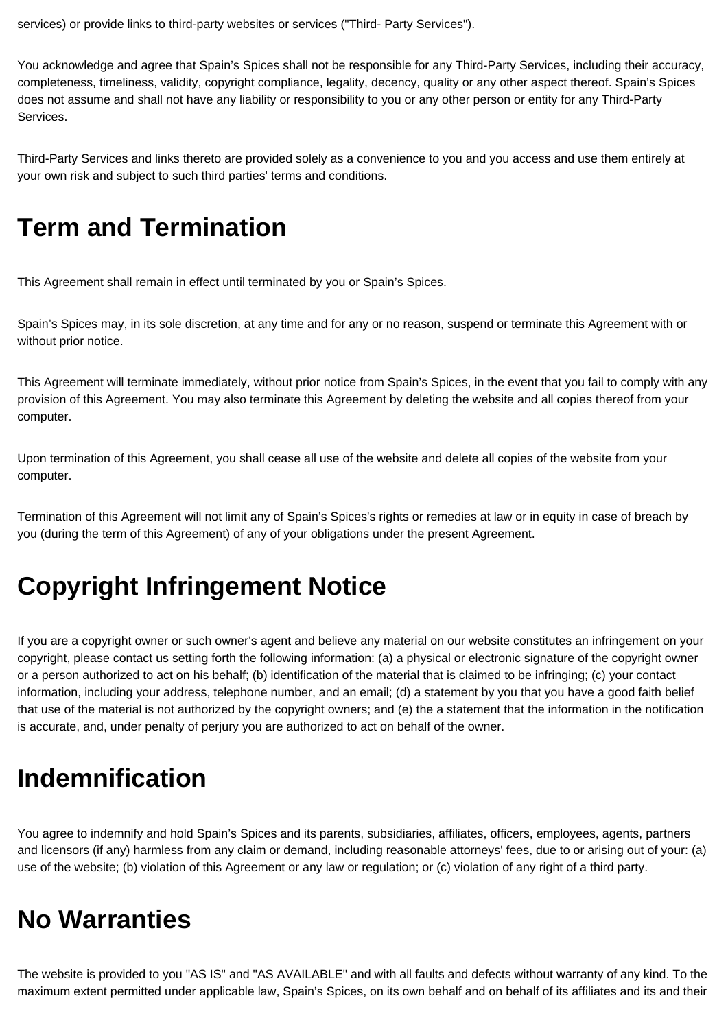services) or provide links to third-party websites or services ("Third- Party Services").

You acknowledge and agree that Spain's Spices shall not be responsible for any Third-Party Services, including their accuracy, completeness, timeliness, validity, copyright compliance, legality, decency, quality or any other aspect thereof. Spain's Spices does not assume and shall not have any liability or responsibility to you or any other person or entity for any Third-Party Services.

Third-Party Services and links thereto are provided solely as a convenience to you and you access and use them entirely at your own risk and subject to such third parties' terms and conditions.

# Term and Termination

This Agreement shall remain in effect until terminated by you or Spain's Spices.

Spain's Spices may, in its sole discretion, at any time and for any or no reason, suspend or terminate this Agreement with or without prior notice.

This Agreement will terminate immediately, without prior notice from Spain's Spices, in the event that you fail to comply with any provision of this Agreement. You may also terminate this Agreement by deleting the website and all copies thereof from your computer.

Upon termination of this Agreement, you shall cease all use of the website and delete all copies of the website from your computer.

Termination of this Agreement will not limit any of Spain's Spices's rights or remedies at law or in equity in case of breach by you (during the term of this Agreement) of any of your obligations under the present Agreement.

# Copyright Infringement Notice

If you are a copyright owner or such owner's agent and believe any material on our website constitutes an infringement on your copyright, please contact us setting forth the following information: (a) a physical or electronic signature of the copyright owner or a person authorized to act on his behalf; (b) identification of the material that is claimed to be infringing; (c) your contact information, including your address, telephone number, and an email; (d) a statement by you that you have a good faith belief that use of the material is not authorized by the copyright owners; and (e) the a statement that the information in the notification is accurate, and, under penalty of perjury you are authorized to act on behalf of the owner.

# Indemnification

You agree to indemnify and hold Spain's Spices and its parents, subsidiaries, affiliates, officers, employees, agents, partners and licensors (if any) harmless from any claim or demand, including reasonable attorneys' fees, due to or arising out of your: (a) use of the website; (b) violation of this Agreement or any law or regulation; or (c) violation of any right of a third party.

# No Warranties

The website is provided to you "AS IS" and "AS AVAILABLE" and with all faults and defects without warranty of any kind. To the maximum extent permitted under applicable law, Spain's Spices, on its own behalf and on behalf of its affiliates and its and their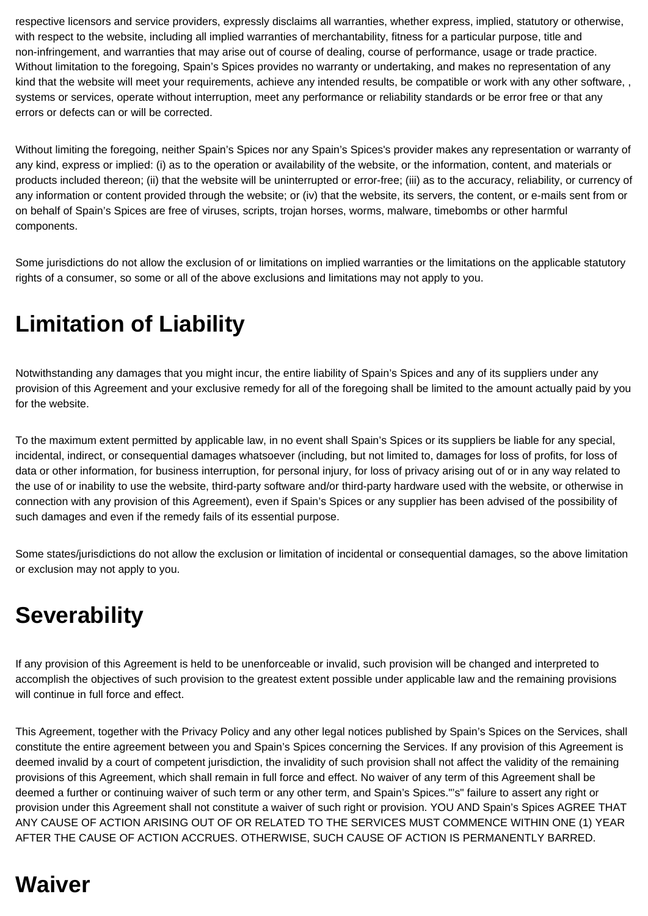respective licensors and service providers, expressly disclaims all warranties, whether express, implied, statutory or otherwise, with respect to the website, including all implied warranties of merchantability, fitness for a particular purpose, title and non-infringement, and warranties that may arise out of course of dealing, course of performance, usage or trade practice. Without limitation to the foregoing, Spain's Spices provides no warranty or undertaking, and makes no representation of any kind that the website will meet your requirements, achieve any intended results, be compatible or work with any other software, , systems or services, operate without interruption, meet any performance or reliability standards or be error free or that any errors or defects can or will be corrected.

Without limiting the foregoing, neither Spain's Spices nor any Spain's Spices's provider makes any representation or warranty of any kind, express or implied: (i) as to the operation or availability of the website, or the information, content, and materials or products included thereon; (ii) that the website will be uninterrupted or error-free; (iii) as to the accuracy, reliability, or currency of any information or content provided through the website; or (iv) that the website, its servers, the content, or e-mails sent from or on behalf of Spain's Spices are free of viruses, scripts, trojan horses, worms, malware, timebombs or other harmful components.

Some jurisdictions do not allow the exclusion of or limitations on implied warranties or the limitations on the applicable statutory rights of a consumer, so some or all of the above exclusions and limitations may not apply to you.

# Limitation of Liability

Notwithstanding any damages that you might incur, the entire liability of Spain's Spices and any of its suppliers under any provision of this Agreement and your exclusive remedy for all of the foregoing shall be limited to the amount actually paid by you for the website.

To the maximum extent permitted by applicable law, in no event shall Spain's Spices or its suppliers be liable for any special, incidental, indirect, or consequential damages whatsoever (including, but not limited to, damages for loss of profits, for loss of data or other information, for business interruption, for personal injury, for loss of privacy arising out of or in any way related to the use of or inability to use the website, third-party software and/or third-party hardware used with the website, or otherwise in connection with any provision of this Agreement), even if Spain's Spices or any supplier has been advised of the possibility of such damages and even if the remedy fails of its essential purpose.

Some states/jurisdictions do not allow the exclusion or limitation of incidental or consequential damages, so the above limitation or exclusion may not apply to you.

# Severability

If any provision of this Agreement is held to be unenforceable or invalid, such provision will be changed and interpreted to accomplish the objectives of such provision to the greatest extent possible under applicable law and the remaining provisions will continue in full force and effect.

This Agreement, together with the Privacy Policy and any other legal notices published by Spain's Spices on the Services, shall constitute the entire agreement between you and Spain's Spices concerning the Services. If any provision of this Agreement is deemed invalid by a court of competent jurisdiction, the invalidity of such provision shall not affect the validity of the remaining provisions of this Agreement, which shall remain in full force and effect. No waiver of any term of this Agreement shall be deemed a further or continuing waiver of such term or any other term, and Spain's Spices."'s" failure to assert any right or provision under this Agreement shall not constitute a waiver of such right or provision. YOU AND Spain's Spices AGREE THAT ANY CAUSE OF ACTION ARISING OUT OF OR RELATED TO THE SERVICES MUST COMMENCE WITHIN ONE (1) YEAR AFTER THE CAUSE OF ACTION ACCRUES. OTHERWISE, SUCH CAUSE OF ACTION IS PERMANENTLY BARRED.

# Waiver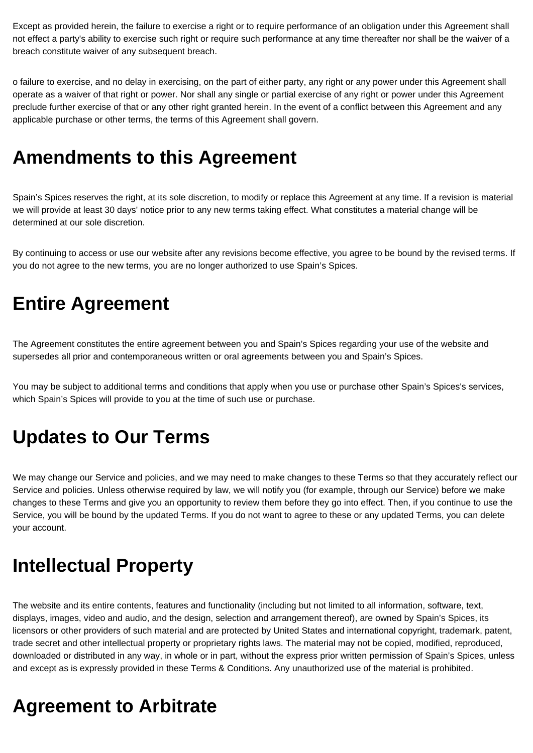Except as provided herein, the failure to exercise a right or to require performance of an obligation under this Agreement shall not effect a party's ability to exercise such right or require such performance at any time thereafter nor shall be the waiver of a breach constitute waiver of any subsequent breach.

o failure to exercise, and no delay in exercising, on the part of either party, any right or any power under this Agreement shall operate as a waiver of that right or power. Nor shall any single or partial exercise of any right or power under this Agreement preclude further exercise of that or any other right granted herein. In the event of a conflict between this Agreement and any applicable purchase or other terms, the terms of this Agreement shall govern.

# Amendments to this Agreement

Spain's Spices reserves the right, at its sole discretion, to modify or replace this Agreement at any time. If a revision is material we will provide at least 30 days' notice prior to any new terms taking effect. What constitutes a material change will be determined at our sole discretion.

By continuing to access or use our website after any revisions become effective, you agree to be bound by the revised terms. If you do not agree to the new terms, you are no longer authorized to use Spain's Spices.

# Entire Agreement

The Agreement constitutes the entire agreement between you and Spain's Spices regarding your use of the website and supersedes all prior and contemporaneous written or oral agreements between you and Spain's Spices.

You may be subject to additional terms and conditions that apply when you use or purchase other Spain's Spices's services, which Spain's Spices will provide to you at the time of such use or purchase.

# Updates to Our Terms

We may change our Service and policies, and we may need to make changes to these Terms so that they accurately reflect our Service and policies. Unless otherwise required by law, we will notify you (for example, through our Service) before we make changes to these Terms and give you an opportunity to review them before they go into effect. Then, if you continue to use the Service, you will be bound by the updated Terms. If you do not want to agree to these or any updated Terms, you can delete your account.

# Intellectual Property

The website and its entire contents, features and functionality (including but not limited to all information, software, text, displays, images, video and audio, and the design, selection and arrangement thereof), are owned by Spain's Spices, its licensors or other providers of such material and are protected by United States and international copyright, trademark, patent, trade secret and other intellectual property or proprietary rights laws. The material may not be copied, modified, reproduced, downloaded or distributed in any way, in whole or in part, without the express prior written permission of Spain's Spices, unless and except as is expressly provided in these Terms & Conditions. Any unauthorized use of the material is prohibited.

# Agreement to Arbitrate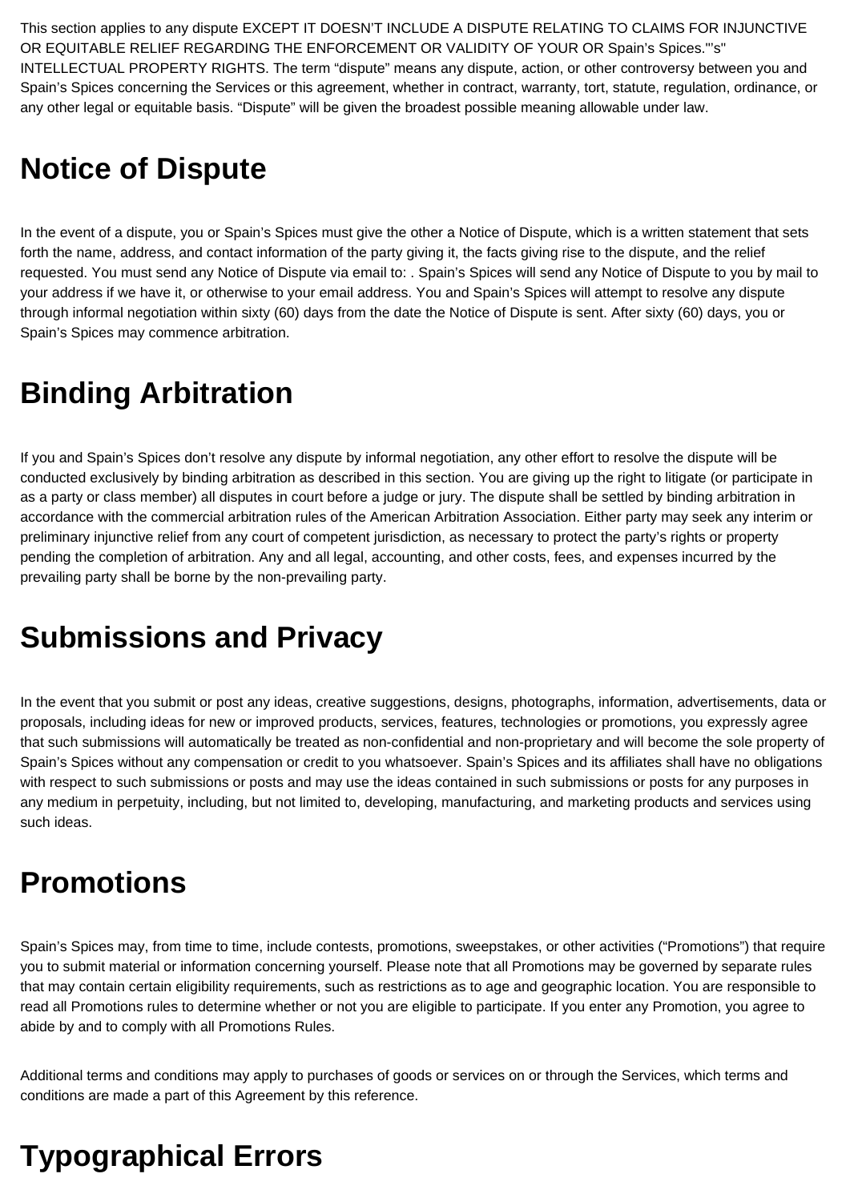This section applies to any dispute EXCEPT IT DOESN'T INCLUDE A DISPUTE RELATING TO CLAIMS FOR INJUNCTIVE OR EQUITABLE RELIEF REGARDING THE ENFORCEMENT OR VALIDITY OF YOUR OR Spain's Spices."'s" INTELLECTUAL PROPERTY RIGHTS. The term "dispute" means any dispute, action, or other controversy between you and Spain's Spices concerning the Services or this agreement, whether in contract, warranty, tort, statute, regulation, ordinance, or any other legal or equitable basis. "Dispute" will be given the broadest possible meaning allowable under law.

# Notice of Dispute

In the event of a dispute, you or Spain's Spices must give the other a Notice of Dispute, which is a written statement that sets forth the name, address, and contact information of the party giving it, the facts giving rise to the dispute, and the relief requested. You must send any Notice of Dispute via email to: . Spain's Spices will send any Notice of Dispute to you by mail to your address if we have it, or otherwise to your email address. You and Spain's Spices will attempt to resolve any dispute through informal negotiation within sixty (60) days from the date the Notice of Dispute is sent. After sixty (60) days, you or Spain's Spices may commence arbitration.

# Binding Arbitration

If you and Spain's Spices don't resolve any dispute by informal negotiation, any other effort to resolve the dispute will be conducted exclusively by binding arbitration as described in this section. You are giving up the right to litigate (or participate in as a party or class member) all disputes in court before a judge or jury. The dispute shall be settled by binding arbitration in accordance with the commercial arbitration rules of the American Arbitration Association. Either party may seek any interim or preliminary injunctive relief from any court of competent jurisdiction, as necessary to protect the party's rights or property pending the completion of arbitration. Any and all legal, accounting, and other costs, fees, and expenses incurred by the prevailing party shall be borne by the non-prevailing party.

# Submissions and Privacy

In the event that you submit or post any ideas, creative suggestions, designs, photographs, information, advertisements, data or proposals, including ideas for new or improved products, services, features, technologies or promotions, you expressly agree that such submissions will automatically be treated as non-confidential and non-proprietary and will become the sole property of Spain's Spices without any compensation or credit to you whatsoever. Spain's Spices and its affiliates shall have no obligations with respect to such submissions or posts and may use the ideas contained in such submissions or posts for any purposes in any medium in perpetuity, including, but not limited to, developing, manufacturing, and marketing products and services using such ideas.

# Promotions

Spain's Spices may, from time to time, include contests, promotions, sweepstakes, or other activities ("Promotions") that require you to submit material or information concerning yourself. Please note that all Promotions may be governed by separate rules that may contain certain eligibility requirements, such as restrictions as to age and geographic location. You are responsible to read all Promotions rules to determine whether or not you are eligible to participate. If you enter any Promotion, you agree to abide by and to comply with all Promotions Rules.

Additional terms and conditions may apply to purchases of goods or services on or through the Services, which terms and conditions are made a part of this Agreement by this reference.

# Typographical Errors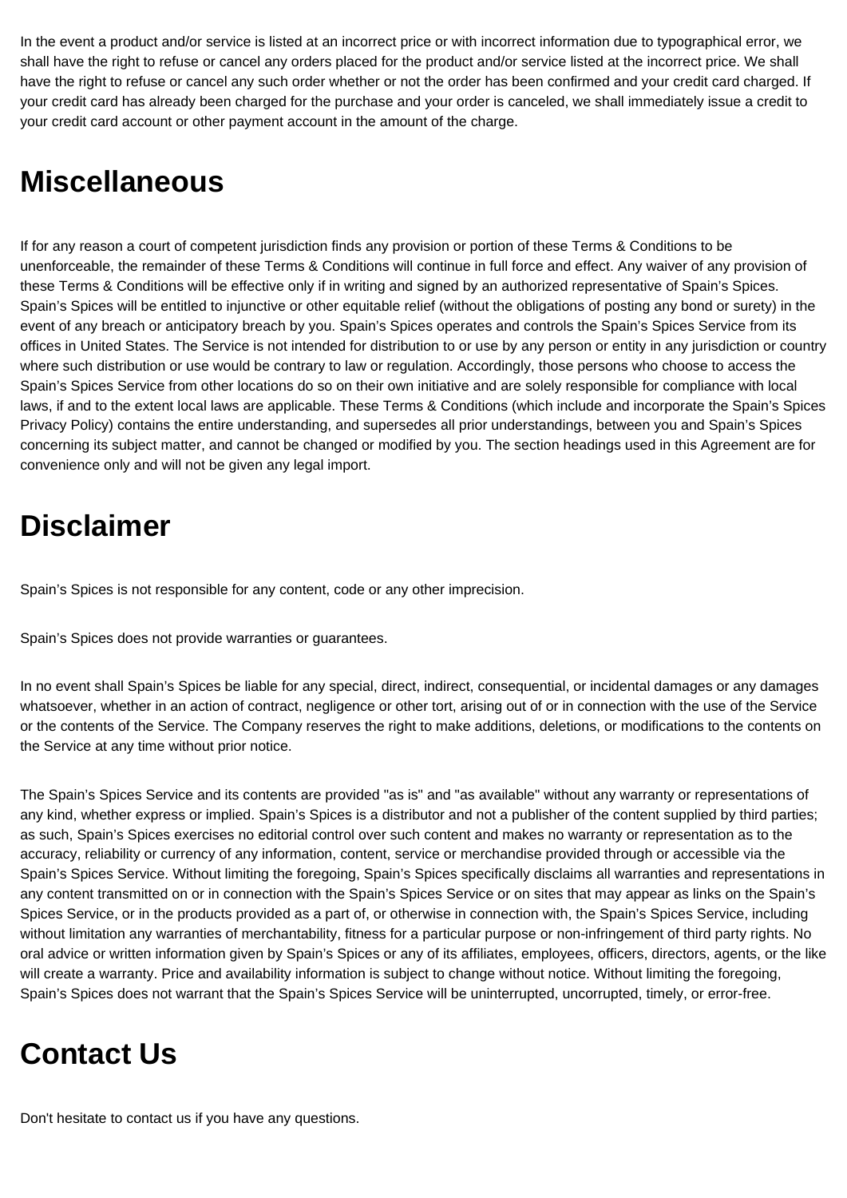In the event a product and/or service is listed at an incorrect price or with incorrect information due to typographical error, we shall have the right to refuse or cancel any orders placed for the product and/or service listed at the incorrect price. We shall have the right to refuse or cancel any such order whether or not the order has been confirmed and your credit card charged. If your credit card has already been charged for the purchase and your order is canceled, we shall immediately issue a credit to your credit card account or other payment account in the amount of the charge.

# Miscellaneous

If for any reason a court of competent jurisdiction finds any provision or portion of these Terms & Conditions to be unenforceable, the remainder of these Terms & Conditions will continue in full force and effect. Any waiver of any provision of these Terms & Conditions will be effective only if in writing and signed by an authorized representative of Spain's Spices. Spain's Spices will be entitled to injunctive or other equitable relief (without the obligations of posting any bond or surety) in the event of any breach or anticipatory breach by you. Spain's Spices operates and controls the Spain's Spices Service from its offices in United States. The Service is not intended for distribution to or use by any person or entity in any jurisdiction or country where such distribution or use would be contrary to law or regulation. Accordingly, those persons who choose to access the Spain's Spices Service from other locations do so on their own initiative and are solely responsible for compliance with local laws, if and to the extent local laws are applicable. These Terms & Conditions (which include and incorporate the Spain's Spices Privacy Policy) contains the entire understanding, and supersedes all prior understandings, between you and Spain's Spices concerning its subject matter, and cannot be changed or modified by you. The section headings used in this Agreement are for convenience only and will not be given any legal import.

# Disclaimer

Spain's Spices is not responsible for any content, code or any other imprecision.

Spain's Spices does not provide warranties or guarantees.

In no event shall Spain's Spices be liable for any special, direct, indirect, consequential, or incidental damages or any damages whatsoever, whether in an action of contract, negligence or other tort, arising out of or in connection with the use of the Service or the contents of the Service. The Company reserves the right to make additions, deletions, or modifications to the contents on the Service at any time without prior notice.

The Spain's Spices Service and its contents are provided "as is" and "as available" without any warranty or representations of any kind, whether express or implied. Spain's Spices is a distributor and not a publisher of the content supplied by third parties; as such, Spain's Spices exercises no editorial control over such content and makes no warranty or representation as to the accuracy, reliability or currency of any information, content, service or merchandise provided through or accessible via the Spain's Spices Service. Without limiting the foregoing, Spain's Spices specifically disclaims all warranties and representations in any content transmitted on or in connection with the Spain's Spices Service or on sites that may appear as links on the Spain's Spices Service, or in the products provided as a part of, or otherwise in connection with, the Spain's Spices Service, including without limitation any warranties of merchantability, fitness for a particular purpose or non-infringement of third party rights. No oral advice or written information given by Spain's Spices or any of its affiliates, employees, officers, directors, agents, or the like will create a warranty. Price and availability information is subject to change without notice. Without limiting the foregoing, Spain's Spices does not warrant that the Spain's Spices Service will be uninterrupted, uncorrupted, timely, or error-free.

# Contact Us

Don't hesitate to contact us if you have any questions.